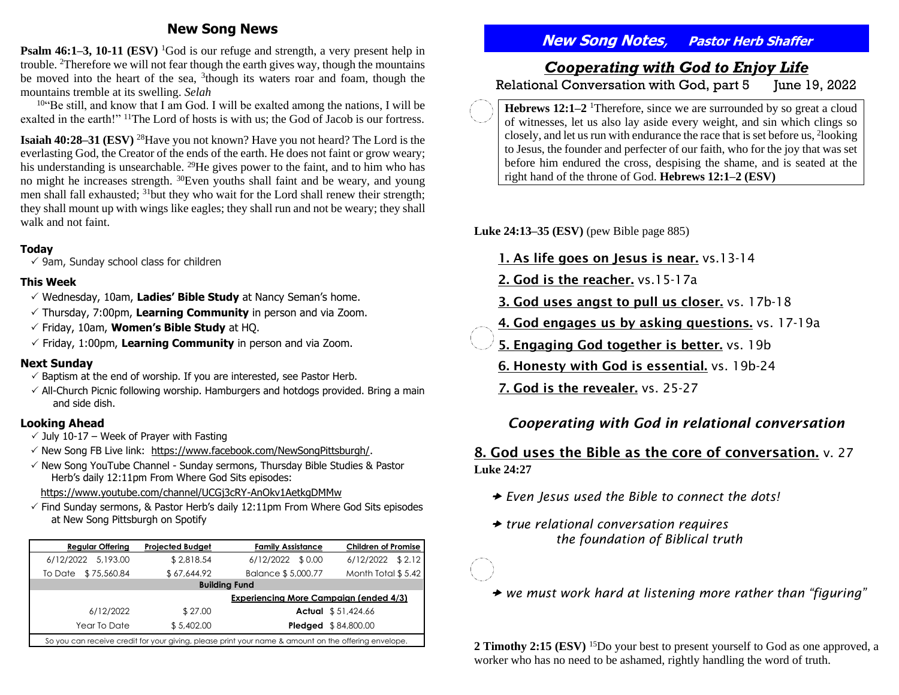## New Song News

**Psalm 46:1–3, 10-11 (ESV)** [1]God is our refuge and strength, a very present help in trouble. [2]Therefore we will not fear though the earth gives way, though the mountains be moved into the heart of the sea, [3]though its waters roar and foam, though the mountains tremble at its swelling. *Selah*

[10]"Be still, and know that I am God. I will be exalted among the nations, I will be exalted in the earth!" [11]The Lord of hosts is with us; the God of Jacob is our fortress.

**Isaiah 40:28–31 (ESV)** [28]Have you not known? Have you not heard? The Lord is the everlasting God, the Creator of the ends of the earth. He does not faint or grow weary; his understanding is unsearchable. [29]He gives power to the faint, and to him who has no might he increases strength. [30]Even youths shall faint and be weary, and young men shall fall exhausted; [31]but they who wait for the Lord shall renew their strength; they shall mount up with wings like eagles; they shall run and not be weary; they shall walk and not faint.

### Today

- ✓ 9am, Sunday school class for children

### This Week

- ✓ Wednesday, 10am, **Ladies' Bible Study** at Nancy Seman's home.
- ✓ Thursday, 7:00pm, **Learning Community** in person and via Zoom.
- ✓ Friday, 10am, **Women's Bible Study** at HQ.
- ✓ Friday, 1:00pm, **Learning Community** in person and via Zoom.

### Next Sunday

- ✓ Baptism at the end of worship. If you are interested, see Pastor Herb.
- ✓ All-Church Picnic following worship. Hamburgers and hotdogs provided. Bring a main and side dish.

### Looking Ahead

- ✓ July 10-17 – Week of Prayer with Fasting
- ✓ New Song FB Live link: https://www.facebook.com/NewSongPittsburgh/.
- ✓ New Song YouTube Channel - Sunday sermons, Thursday Bible Studies & Pastor Herb's daily 12:11pm From Where God Sits episodes:

  https://www.youtube.com/channel/UCGj3cRY-AnOkv1AetkgDMMw
- ✓ Find Sunday sermons, & Pastor Herb's daily 12:11pm From Where God Sits episodes at New Song Pittsburgh on Spotify

| Regular Offering | Projected Budget | Family Assistance | Children of Promise |
|---|---|---|---|
| 6/12/2022 5,193.00 | $ 2,818.54 | 6/12/2022 $ 0.00 | 6/12/2022 $ 2.12 |
| To Date $ 75,560.84 | $ 67,644.92 | Balance $ 5,000.77 | Month Total $ 5.42 |
| **Building Fund** | | | |
| | | **Experiencing More Campaign (ended 4/3)** | |
| 6/12/2022 | $ 27.00 | **Actual** $ 51,424.66 | |
| Year To Date | $ 5,402.00 | **Pledged** $ 84,800.00 | |
| So you can receive credit for your giving, please print your name & amount on the offering envelope. | | | |

## New Song Notes, Pastor Herb Shaffer

## *Cooperating with God to Enjoy Life*

Relational Conversation with God, part 5 June 19, 2022

**Hebrews 12:1–2** [1]Therefore, since we are surrounded by so great a cloud of witnesses, let us also lay aside every weight, and sin which clings so closely, and let us run with endurance the race that is set before us, [2]looking to Jesus, the founder and perfecter of our faith, who for the joy that was set before him endured the cross, despising the shame, and is seated at the right hand of the throne of God. **Hebrews 12:1–2 (ESV)**

**Luke 24:13–35 (ESV)** (pew Bible page 885)

1. <u>As life goes on Jesus is near.</u> vs.13-14
2. <u>God is the reacher.</u> vs.15-17a
3. <u>God uses angst to pull us closer.</u> vs. 17b-18
4. <u>God engages us by asking questions.</u> vs. 17-19a
5. <u>Engaging God together is better.</u> vs. 19b
6. <u>Honesty with God is essential.</u> vs. 19b-24
7. <u>God is the revealer.</u> vs. 25-27

### *Cooperating with God in relational conversation*

### 8. <u>God uses the Bible as the core of conversation.</u> v. 27

**Luke 24:27**

- *Even Jesus used the Bible to connect the dots!*
- *true relational conversation requires the foundation of Biblical truth*
- *we must work hard at listening more rather than "figuring"*

**2 Timothy 2:15 (ESV)** [15]Do your best to present yourself to God as one approved, a worker who has no need to be ashamed, rightly handling the word of truth.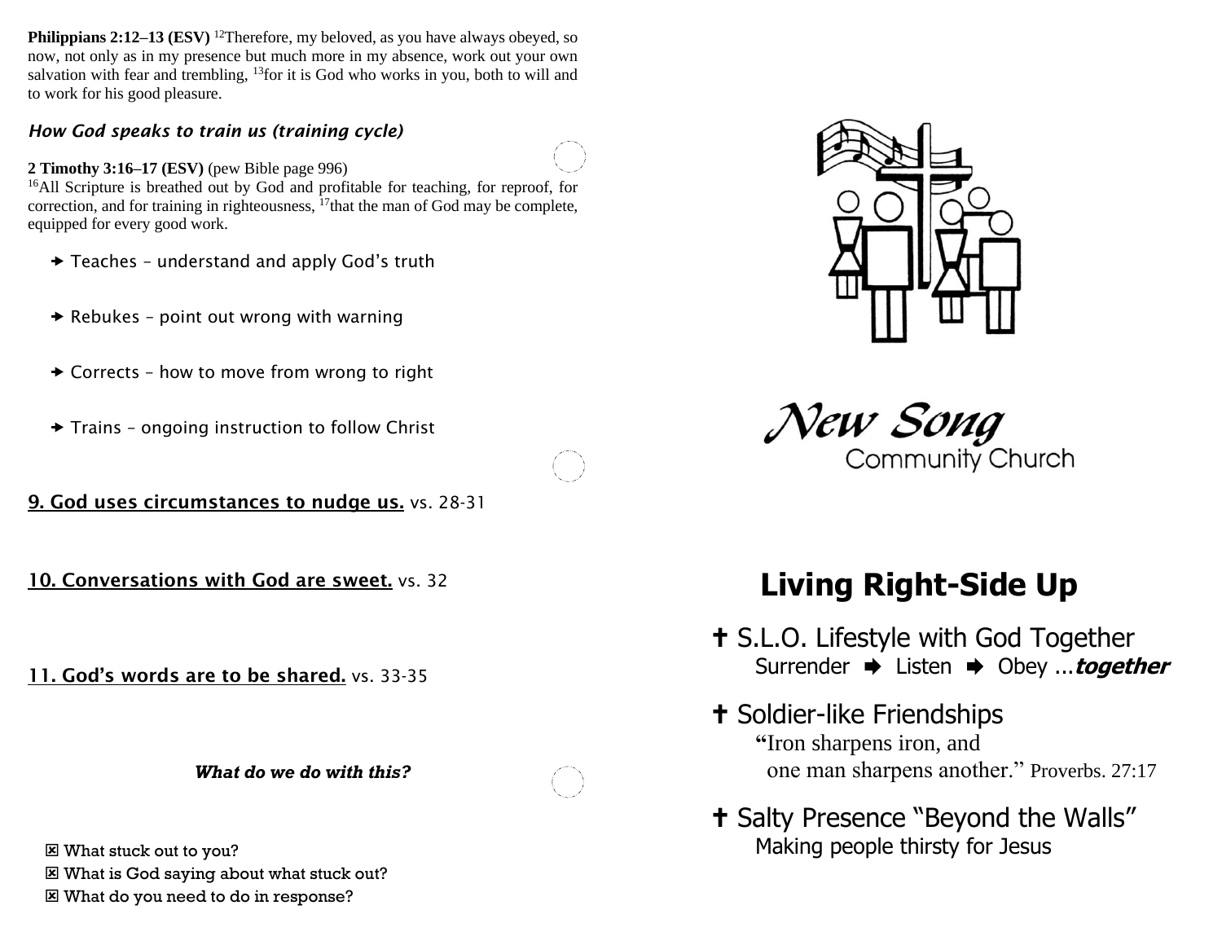**Philippians 2:12–13 (ESV)** [12]Therefore, my beloved, as you have always obeyed, so now, not only as in my presence but much more in my absence, work out your own salvation with fear and trembling, [13]for it is God who works in you, both to will and to work for his good pleasure.

***How God speaks to train us (training cycle)***

**2 Timothy 3:16–17 (ESV)** (pew Bible page 996)
[16]All Scripture is breathed out by God and profitable for teaching, for reproof, for correction, and for training in righteousness, [17]that the man of God may be complete, equipped for every good work.

- ➔ Teaches – understand and apply God's truth
- ➔ Rebukes – point out wrong with warning
- ➔ Corrects – how to move from wrong to right
- ➔ Trains – ongoing instruction to follow Christ

**9. God uses circumstances to nudge us.** vs. 28-31

**10. Conversations with God are sweet.** vs. 32

**11. God's words are to be shared.** vs. 33-35

***What do we do with this?***

☒ What stuck out to you?
☒ What is God saying about what stuck out?
☒ What do you need to do in response?

New Song Community Church

# Living Right-Side Up

✝ S.L.O. Lifestyle with God Together
Surrender ➔ Listen ➔ Obey …***together***

✝ Soldier-like Friendships
"Iron sharpens iron, and one man sharpens another." Proverbs. 27:17

✝ Salty Presence "Beyond the Walls"
Making people thirsty for Jesus